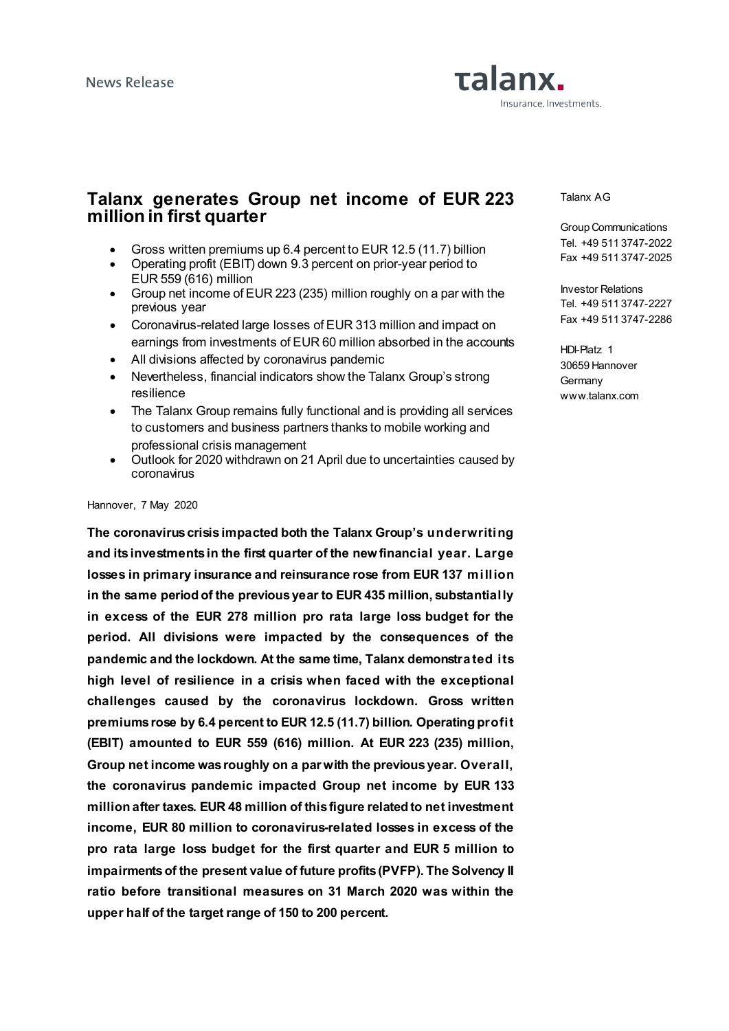News Release

talanx.
Insurance. Investments.

Talanx AG

Group Communications
Tel. +49 511 3747-2022
Fax +49 511 3747-2025

Investor Relations
Tel. +49 511 3747-2227
Fax +49 511 3747-2286

HDI-Platz 1
30659 Hannover
Germany
www.talanx.com

# Talanx generates Group net income of EUR 223 million in first quarter

- Gross written premiums up 6.4 percent to EUR 12.5 (11.7) billion
- Operating profit (EBIT) down 9.3 percent on prior-year period to EUR 559 (616) million
- Group net income of EUR 223 (235) million roughly on a par with the previous year
- Coronavirus-related large losses of EUR 313 million and impact on earnings from investments of EUR 60 million absorbed in the accounts
- All divisions affected by coronavirus pandemic
- Nevertheless, financial indicators show the Talanx Group's strong resilience
- The Talanx Group remains fully functional and is providing all services to customers and business partners thanks to mobile working and professional crisis management
- Outlook for 2020 withdrawn on 21 April due to uncertainties caused by coronavirus

Hannover, 7 May 2020

**The coronavirus crisis impacted both the Talanx Group's underwriting and its investments in the first quarter of the new financial year. Large losses in primary insurance and reinsurance rose from EUR 137 million in the same period of the previous year to EUR 435 million, substantially in excess of the EUR 278 million pro rata large loss budget for the period. All divisions were impacted by the consequences of the pandemic and the lockdown. At the same time, Talanx demonstrated its high level of resilience in a crisis when faced with the exceptional challenges caused by the coronavirus lockdown. Gross written premiums rose by 6.4 percent to EUR 12.5 (11.7) billion. Operating profit (EBIT) amounted to EUR 559 (616) million. At EUR 223 (235) million, Group net income was roughly on a par with the previous year. Overall, the coronavirus pandemic impacted Group net income by EUR 133 million after taxes. EUR 48 million of this figure related to net investment income, EUR 80 million to coronavirus-related losses in excess of the pro rata large loss budget for the first quarter and EUR 5 million to impairments of the present value of future profits (PVFP). The Solvency II ratio before transitional measures on 31 March 2020 was within the upper half of the target range of 150 to 200 percent.**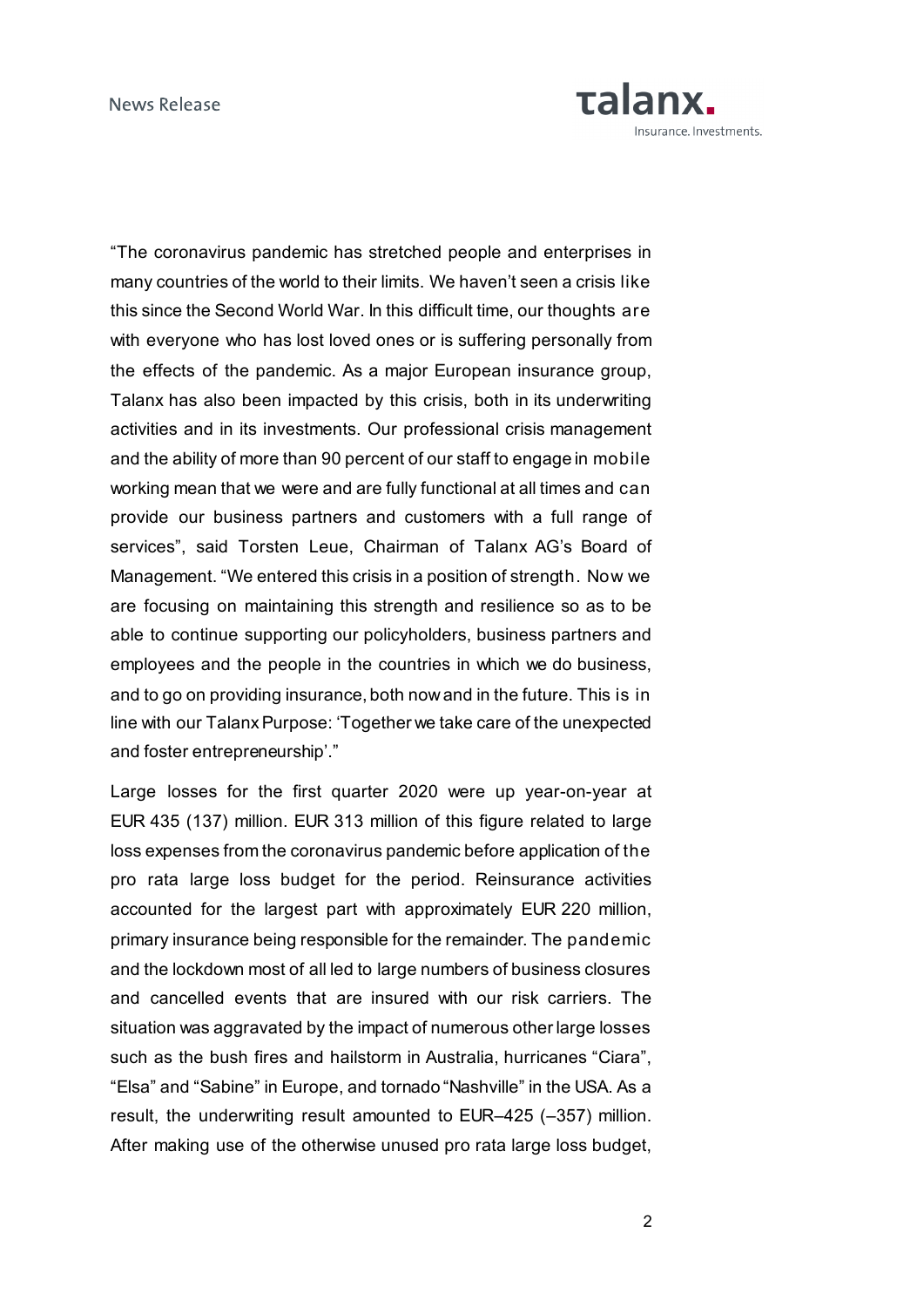"The coronavirus pandemic has stretched people and enterprises in many countries of the world to their limits. We haven't seen a crisis like this since the Second World War. In this difficult time, our thoughts are with everyone who has lost loved ones or is suffering personally from the effects of the pandemic. As a major European insurance group, Talanx has also been impacted by this crisis, both in its underwriting activities and in its investments. Our professional crisis management and the ability of more than 90 percent of our staff to engage in mobile working mean that we were and are fully functional at all times and can provide our business partners and customers with a full range of services", said Torsten Leue, Chairman of Talanx AG's Board of Management. "We entered this crisis in a position of strength. Now we are focusing on maintaining this strength and resilience so as to be able to continue supporting our policyholders, business partners and employees and the people in the countries in which we do business, and to go on providing insurance, both now and in the future. This is in line with our Talanx Purpose: 'Together we take care of the unexpected and foster entrepreneurship'."

Large losses for the first quarter 2020 were up year-on-year at EUR 435 (137) million. EUR 313 million of this figure related to large loss expenses from the coronavirus pandemic before application of the pro rata large loss budget for the period. Reinsurance activities accounted for the largest part with approximately EUR 220 million, primary insurance being responsible for the remainder. The pandemic and the lockdown most of all led to large numbers of business closures and cancelled events that are insured with our risk carriers. The situation was aggravated by the impact of numerous other large losses such as the bush fires and hailstorm in Australia, hurricanes "Ciara", "Elsa" and "Sabine" in Europe, and tornado "Nashville" in the USA. As a result, the underwriting result amounted to EUR–425 (–357) million. After making use of the otherwise unused pro rata large loss budget,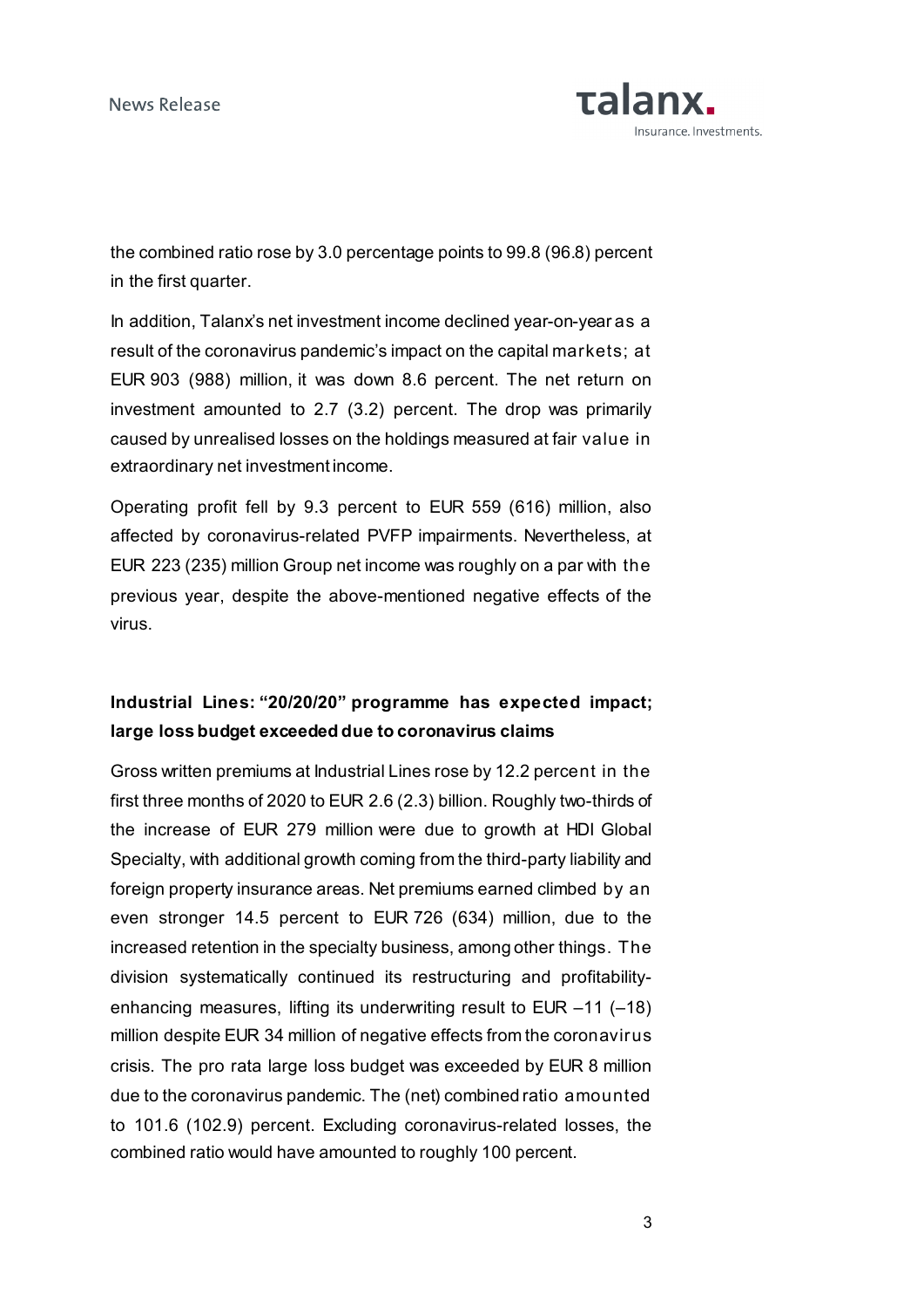the combined ratio rose by 3.0 percentage points to 99.8 (96.8) percent in the first quarter.

In addition, Talanx's net investment income declined year-on-year as a result of the coronavirus pandemic's impact on the capital markets; at EUR 903 (988) million, it was down 8.6 percent. The net return on investment amounted to 2.7 (3.2) percent. The drop was primarily caused by unrealised losses on the holdings measured at fair value in extraordinary net investment income.

Operating profit fell by 9.3 percent to EUR 559 (616) million, also affected by coronavirus-related PVFP impairments. Nevertheless, at EUR 223 (235) million Group net income was roughly on a par with the previous year, despite the above-mentioned negative effects of the virus.

**Industrial Lines: "20/20/20" programme has expected impact; large loss budget exceeded due to coronavirus claims**

Gross written premiums at Industrial Lines rose by 12.2 percent in the first three months of 2020 to EUR 2.6 (2.3) billion. Roughly two-thirds of the increase of EUR 279 million were due to growth at HDI Global Specialty, with additional growth coming from the third-party liability and foreign property insurance areas. Net premiums earned climbed by an even stronger 14.5 percent to EUR 726 (634) million, due to the increased retention in the specialty business, among other things. The division systematically continued its restructuring and profitability-enhancing measures, lifting its underwriting result to EUR –11 (–18) million despite EUR 34 million of negative effects from the coronavirus crisis. The pro rata large loss budget was exceeded by EUR 8 million due to the coronavirus pandemic. The (net) combined ratio amounted to 101.6 (102.9) percent. Excluding coronavirus-related losses, the combined ratio would have amounted to roughly 100 percent.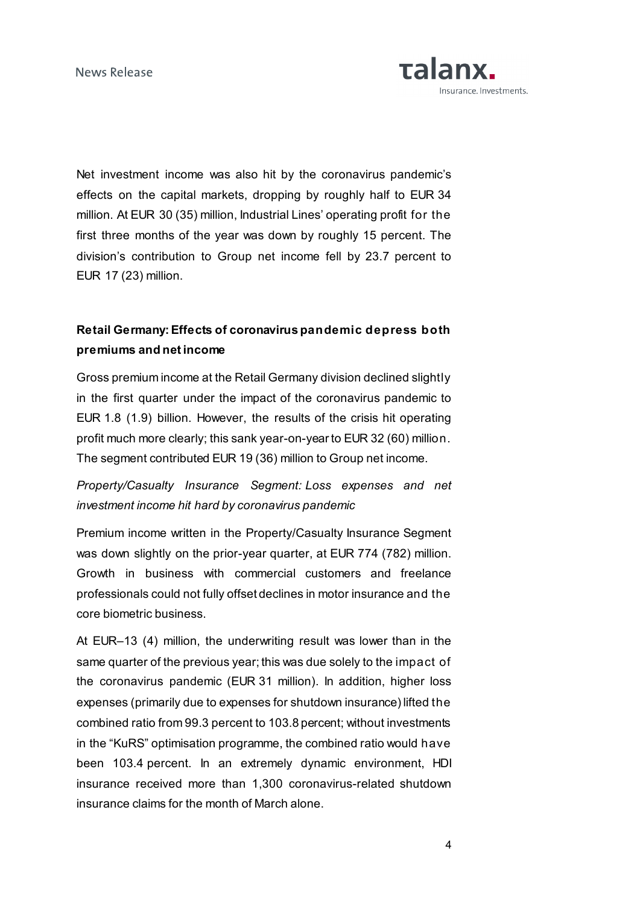Net investment income was also hit by the coronavirus pandemic's effects on the capital markets, dropping by roughly half to EUR 34 million. At EUR 30 (35) million, Industrial Lines' operating profit for the first three months of the year was down by roughly 15 percent. The division's contribution to Group net income fell by 23.7 percent to EUR 17 (23) million.

## Retail Germany: Effects of coronavirus pandemic depress both premiums and net income

Gross premium income at the Retail Germany division declined slightly in the first quarter under the impact of the coronavirus pandemic to EUR 1.8 (1.9) billion. However, the results of the crisis hit operating profit much more clearly; this sank year-on-year to EUR 32 (60) million. The segment contributed EUR 19 (36) million to Group net income.

*Property/Casualty Insurance Segment: Loss expenses and net investment income hit hard by coronavirus pandemic*

Premium income written in the Property/Casualty Insurance Segment was down slightly on the prior-year quarter, at EUR 774 (782) million. Growth in business with commercial customers and freelance professionals could not fully offset declines in motor insurance and the core biometric business.

At EUR–13 (4) million, the underwriting result was lower than in the same quarter of the previous year; this was due solely to the impact of the coronavirus pandemic (EUR 31 million). In addition, higher loss expenses (primarily due to expenses for shutdown insurance) lifted the combined ratio from 99.3 percent to 103.8 percent; without investments in the "KuRS" optimisation programme, the combined ratio would have been 103.4 percent. In an extremely dynamic environment, HDI insurance received more than 1,300 coronavirus-related shutdown insurance claims for the month of March alone.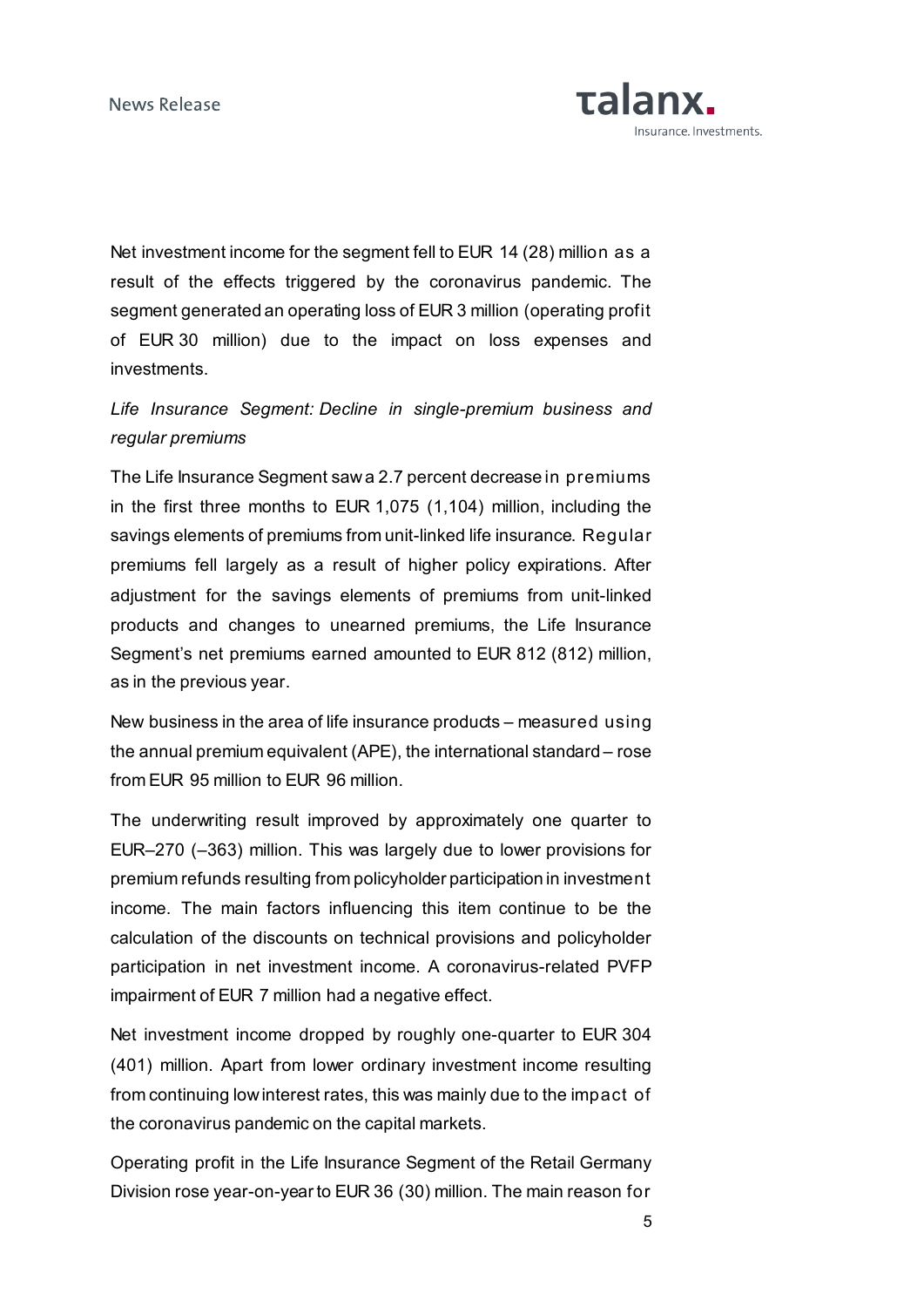Net investment income for the segment fell to EUR 14 (28) million as a result of the effects triggered by the coronavirus pandemic. The segment generated an operating loss of EUR 3 million (operating profit of EUR 30 million) due to the impact on loss expenses and investments.

*Life Insurance Segment: Decline in single-premium business and regular premiums*

The Life Insurance Segment saw a 2.7 percent decrease in premiums in the first three months to EUR 1,075 (1,104) million, including the savings elements of premiums from unit-linked life insurance. Regular premiums fell largely as a result of higher policy expirations. After adjustment for the savings elements of premiums from unit-linked products and changes to unearned premiums, the Life Insurance Segment's net premiums earned amounted to EUR 812 (812) million, as in the previous year.

New business in the area of life insurance products – measured using the annual premium equivalent (APE), the international standard – rose from EUR 95 million to EUR 96 million.

The underwriting result improved by approximately one quarter to EUR–270 (–363) million. This was largely due to lower provisions for premium refunds resulting from policyholder participation in investment income. The main factors influencing this item continue to be the calculation of the discounts on technical provisions and policyholder participation in net investment income. A coronavirus-related PVFP impairment of EUR 7 million had a negative effect.

Net investment income dropped by roughly one-quarter to EUR 304 (401) million. Apart from lower ordinary investment income resulting from continuing low interest rates, this was mainly due to the impact of the coronavirus pandemic on the capital markets.

Operating profit in the Life Insurance Segment of the Retail Germany Division rose year-on-year to EUR 36 (30) million. The main reason for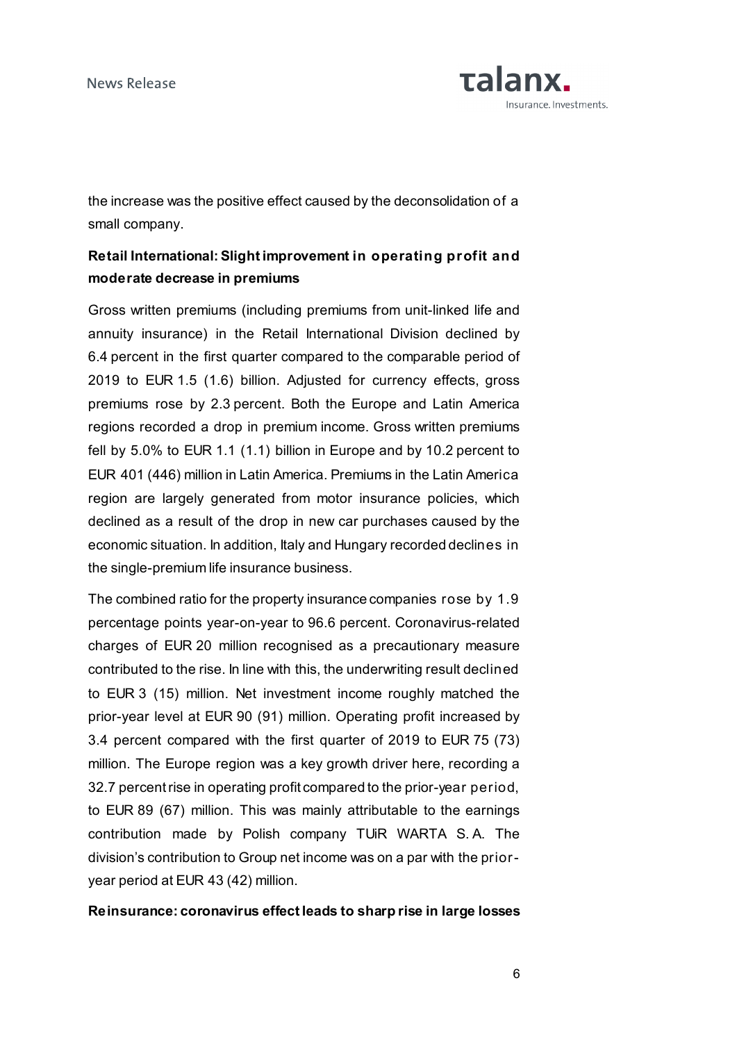the increase was the positive effect caused by the deconsolidation of a small company.

**Retail International: Slight improvement in operating profit and moderate decrease in premiums**

Gross written premiums (including premiums from unit-linked life and annuity insurance) in the Retail International Division declined by 6.4 percent in the first quarter compared to the comparable period of 2019 to EUR 1.5 (1.6) billion. Adjusted for currency effects, gross premiums rose by 2.3 percent. Both the Europe and Latin America regions recorded a drop in premium income. Gross written premiums fell by 5.0% to EUR 1.1 (1.1) billion in Europe and by 10.2 percent to EUR 401 (446) million in Latin America. Premiums in the Latin America region are largely generated from motor insurance policies, which declined as a result of the drop in new car purchases caused by the economic situation. In addition, Italy and Hungary recorded declines in the single-premium life insurance business.

The combined ratio for the property insurance companies rose by 1.9 percentage points year-on-year to 96.6 percent. Coronavirus-related charges of EUR 20 million recognised as a precautionary measure contributed to the rise. In line with this, the underwriting result declined to EUR 3 (15) million. Net investment income roughly matched the prior-year level at EUR 90 (91) million. Operating profit increased by 3.4 percent compared with the first quarter of 2019 to EUR 75 (73) million. The Europe region was a key growth driver here, recording a 32.7 percent rise in operating profit compared to the prior-year period, to EUR 89 (67) million. This was mainly attributable to the earnings contribution made by Polish company TUiR WARTA S. A. The division's contribution to Group net income was on a par with the prior-year period at EUR 43 (42) million.

**Reinsurance: coronavirus effect leads to sharp rise in large losses**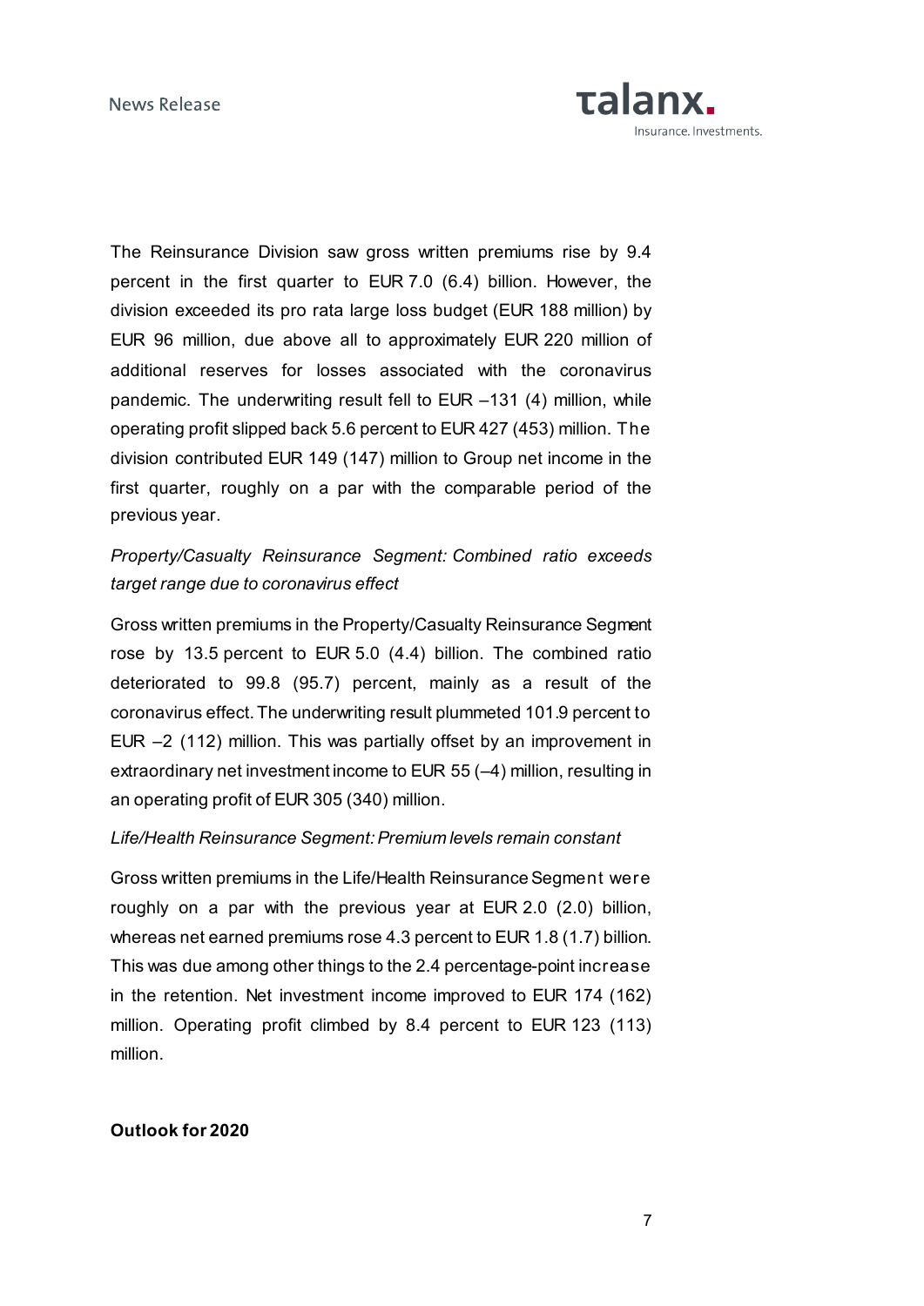The Reinsurance Division saw gross written premiums rise by 9.4 percent in the first quarter to EUR 7.0 (6.4) billion. However, the division exceeded its pro rata large loss budget (EUR 188 million) by EUR 96 million, due above all to approximately EUR 220 million of additional reserves for losses associated with the coronavirus pandemic. The underwriting result fell to EUR –131 (4) million, while operating profit slipped back 5.6 percent to EUR 427 (453) million. The division contributed EUR 149 (147) million to Group net income in the first quarter, roughly on a par with the comparable period of the previous year.

*Property/Casualty Reinsurance Segment: Combined ratio exceeds target range due to coronavirus effect*

Gross written premiums in the Property/Casualty Reinsurance Segment rose by 13.5 percent to EUR 5.0 (4.4) billion. The combined ratio deteriorated to 99.8 (95.7) percent, mainly as a result of the coronavirus effect. The underwriting result plummeted 101.9 percent to EUR –2 (112) million. This was partially offset by an improvement in extraordinary net investment income to EUR 55 (–4) million, resulting in an operating profit of EUR 305 (340) million.

*Life/Health Reinsurance Segment: Premium levels remain constant*

Gross written premiums in the Life/Health Reinsurance Segment were roughly on a par with the previous year at EUR 2.0 (2.0) billion, whereas net earned premiums rose 4.3 percent to EUR 1.8 (1.7) billion. This was due among other things to the 2.4 percentage-point increase in the retention. Net investment income improved to EUR 174 (162) million. Operating profit climbed by 8.4 percent to EUR 123 (113) million.

**Outlook for 2020**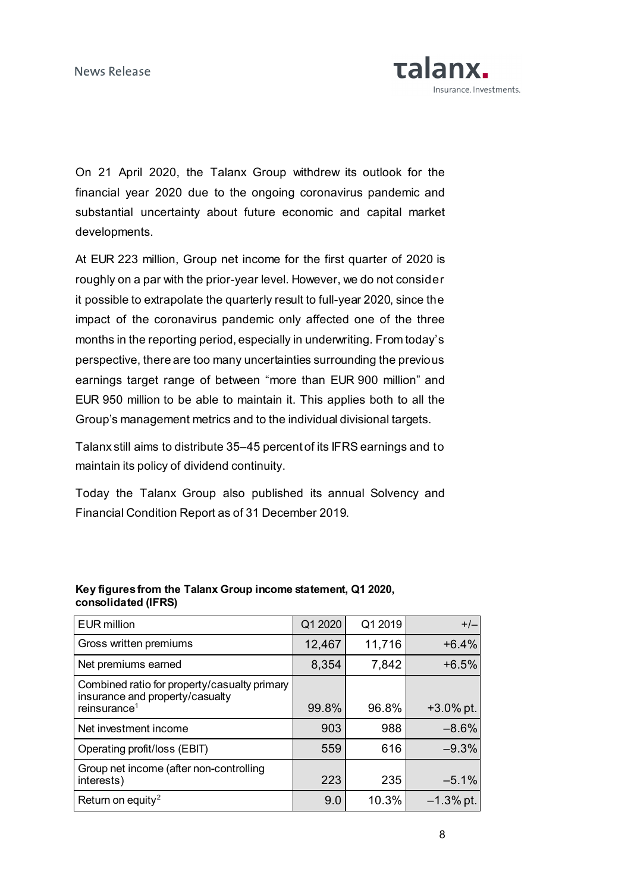On 21 April 2020, the Talanx Group withdrew its outlook for the financial year 2020 due to the ongoing coronavirus pandemic and substantial uncertainty about future economic and capital market developments.

At EUR 223 million, Group net income for the first quarter of 2020 is roughly on a par with the prior-year level. However, we do not consider it possible to extrapolate the quarterly result to full-year 2020, since the impact of the coronavirus pandemic only affected one of the three months in the reporting period, especially in underwriting. From today's perspective, there are too many uncertainties surrounding the previous earnings target range of between "more than EUR 900 million" and EUR 950 million to be able to maintain it. This applies both to all the Group's management metrics and to the individual divisional targets.

Talanx still aims to distribute 35–45 percent of its IFRS earnings and to maintain its policy of dividend continuity.

Today the Talanx Group also published its annual Solvency and Financial Condition Report as of 31 December 2019.

**Key figures from the Talanx Group income statement, Q1 2020, consolidated (IFRS)**

| EUR million | Q1 2020 | Q1 2019 | +/– |
|---|---|---|---|
| Gross written premiums | 12,467 | 11,716 | +6.4% |
| Net premiums earned | 8,354 | 7,842 | +6.5% |
| Combined ratio for property/casualty primary insurance and property/casualty reinsurance[1] | 99.8% | 96.8% | +3.0% pt. |
| Net investment income | 903 | 988 | –8.6% |
| Operating profit/loss (EBIT) | 559 | 616 | –9.3% |
| Group net income (after non-controlling interests) | 223 | 235 | –5.1% |
| Return on equity[2] | 9.0 | 10.3% | –1.3% pt. |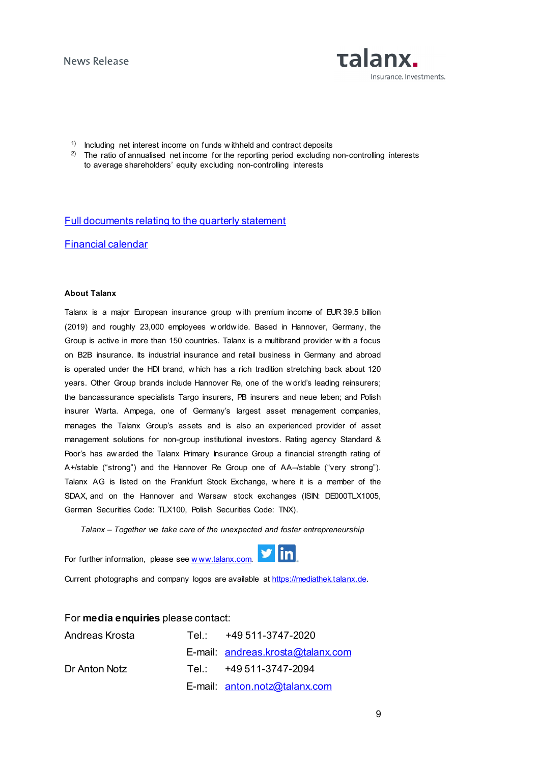1) Including net interest income on funds withheld and contract deposits

2) The ratio of annualised net income for the reporting period excluding non-controlling interests to average shareholders' equity excluding non-controlling interests

[Full documents relating to the quarterly statement]

[Financial calendar]

**About Talanx**

Talanx is a major European insurance group with premium income of EUR 39.5 billion (2019) and roughly 23,000 employees worldwide. Based in Hannover, Germany, the Group is active in more than 150 countries. Talanx is a multibrand provider with a focus on B2B insurance. Its industrial insurance and retail business in Germany and abroad is operated under the HDI brand, which has a rich tradition stretching back about 120 years. Other Group brands include Hannover Re, one of the world's leading reinsurers; the bancassurance specialists Targo insurers, PB insurers and neue leben; and Polish insurer Warta. Ampega, one of Germany's largest asset management companies, manages the Talanx Group's assets and is also an experienced provider of asset management solutions for non-group institutional investors. Rating agency Standard & Poor's has awarded the Talanx Primary Insurance Group a financial strength rating of A+/stable ("strong") and the Hannover Re Group one of AA–/stable ("very strong"). Talanx AG is listed on the Frankfurt Stock Exchange, where it is a member of the SDAX, and on the Hannover and Warsaw stock exchanges (ISIN: DE000TLX1005, German Securities Code: TLX100, Polish Securities Code: TNX).

*Talanx – Together we take care of the unexpected and foster entrepreneurship*

For further information, please see www.talanx.com.

Current photographs and company logos are available at https://mediathek.talanx.de.

For **media enquiries** please contact:

| | | |
|---|---|---|
| Andreas Krosta | Tel.: | +49 511-3747-2020 |
| | E-mail: | andreas.krosta@talanx.com |
| Dr Anton Notz | Tel.: | +49 511-3747-2094 |
| | E-mail: | anton.notz@talanx.com |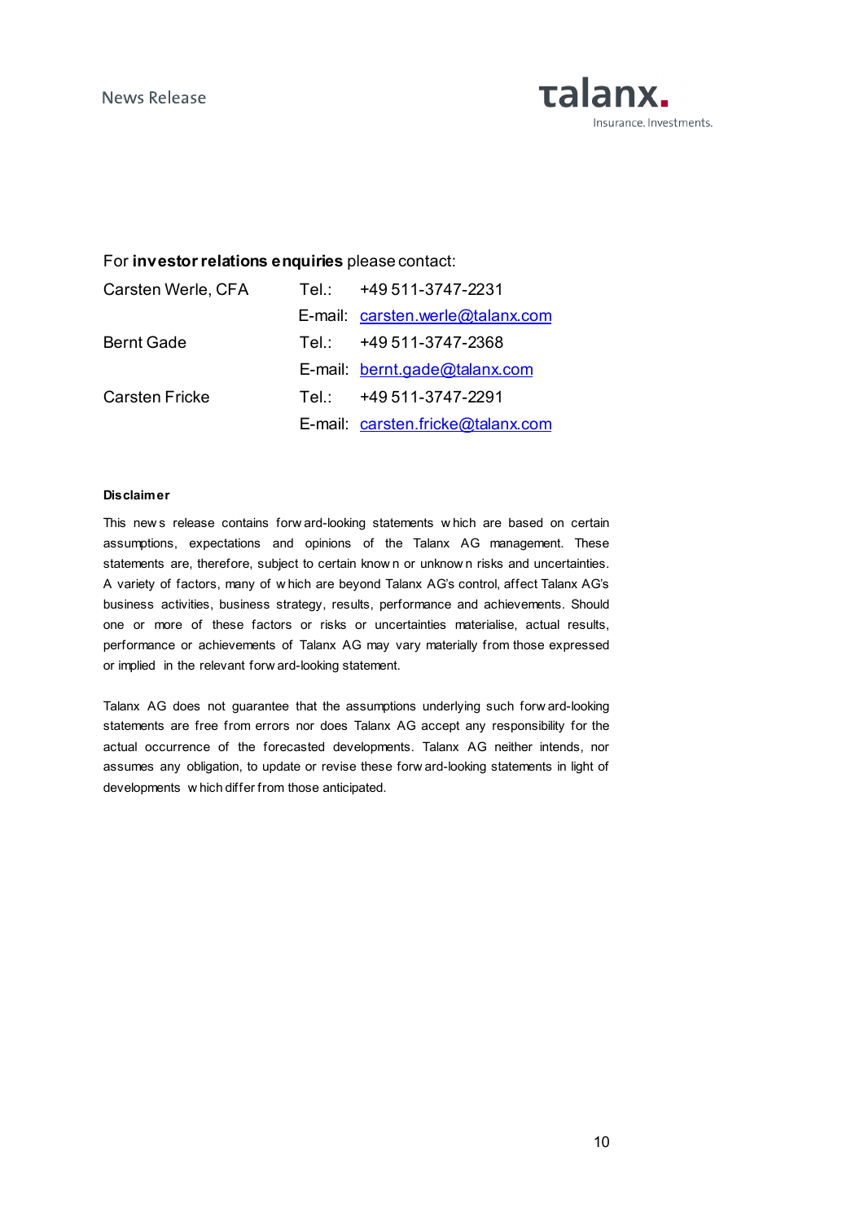For **investor relations enquiries** please contact:

| | | |
|---|---|---|
| Carsten Werle, CFA | Tel.: | +49 511-3747-2231 |
| | E-mail: | carsten.werle@talanx.com |
| Bernt Gade | Tel.: | +49 511-3747-2368 |
| | E-mail: | bernt.gade@talanx.com |
| Carsten Fricke | Tel.: | +49 511-3747-2291 |
| | E-mail: | carsten.fricke@talanx.com |

**Disclaimer**

This news release contains forward-looking statements which are based on certain assumptions, expectations and opinions of the Talanx AG management. These statements are, therefore, subject to certain known or unknown risks and uncertainties. A variety of factors, many of which are beyond Talanx AG's control, affect Talanx AG's business activities, business strategy, results, performance and achievements. Should one or more of these factors or risks or uncertainties materialise, actual results, performance or achievements of Talanx AG may vary materially from those expressed or implied in the relevant forward-looking statement.

Talanx AG does not guarantee that the assumptions underlying such forward-looking statements are free from errors nor does Talanx AG accept any responsibility for the actual occurrence of the forecasted developments. Talanx AG neither intends, nor assumes any obligation, to update or revise these forward-looking statements in light of developments which differ from those anticipated.